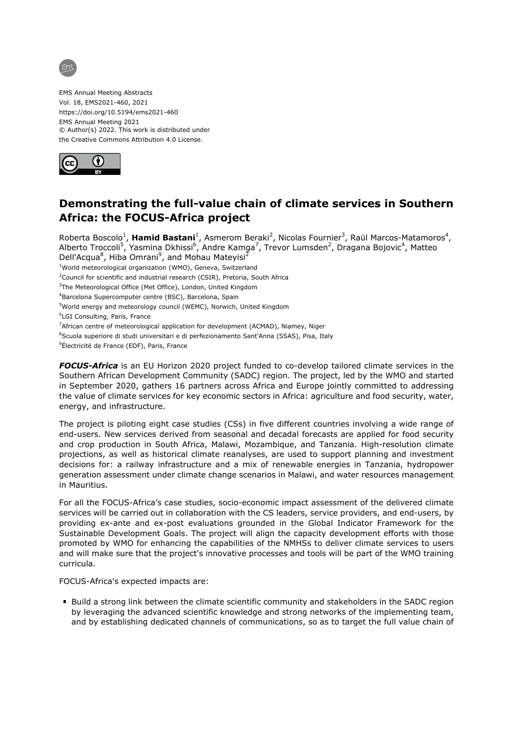EMS Annual Meeting Abstracts
Vol. 18, EMS2021-460, 2021
https://doi.org/10.5194/ems2021-460
EMS Annual Meeting 2021
© Author(s) 2022. This work is distributed under
the Creative Commons Attribution 4.0 License.

# Demonstrating the full-value chain of climate services in Southern Africa: the FOCUS-Africa project

Roberta Boscolo[1], **Hamid Bastani**[1], Asmerom Beraki[2], Nicolas Fournier[3], Raül Marcos-Matamoros[4], Alberto Troccoli[5], Yasmina Dkhissi[6], Andre Kamga[7], Trevor Lumsden[2], Dragana Bojovic[4], Matteo Dell'Acqua[8], Hiba Omrani[9], and Mohau Mateyisi[2]

[1]World meteorological organization (WMO), Geneva, Switzerland
[2]Council for scientific and industrial research (CSIR), Pretoria, South Africa
[3]The Meteorological Office (Met Office), London, United Kingdom
[4]Barcelona Supercomputer centre (BSC), Barcelona, Spain
[5]World energy and meteorology council (WEMC), Norwich, United Kingdom
[6]LGI Consulting, Paris, France
[7]African centre of meteorological application for development (ACMAD), Niamey, Niger
[8]Scuola superiore di studi universitari e di perfezionamento Sant'Anna (SSAS), Pisa, Italy
[9]Électricité de France (EDF), Paris, France

***FOCUS-Africa*** is an EU Horizon 2020 project funded to co-develop tailored climate services in the Southern African Development Community (SADC) region. The project, led by the WMO and started in September 2020, gathers 16 partners across Africa and Europe jointly committed to addressing the value of climate services for key economic sectors in Africa: agriculture and food security, water, energy, and infrastructure.

The project is piloting eight case studies (CSs) in five different countries involving a wide range of end-users. New services derived from seasonal and decadal forecasts are applied for food security and crop production in South Africa, Malawi, Mozambique, and Tanzania. High-resolution climate projections, as well as historical climate reanalyses, are used to support planning and investment decisions for: a railway infrastructure and a mix of renewable energies in Tanzania, hydropower generation assessment under climate change scenarios in Malawi, and water resources management in Mauritius.

For all the FOCUS-Africa's case studies, socio-economic impact assessment of the delivered climate services will be carried out in collaboration with the CS leaders, service providers, and end-users, by providing ex-ante and ex-post evaluations grounded in the Global Indicator Framework for the Sustainable Development Goals. The project will align the capacity development efforts with those promoted by WMO for enhancing the capabilities of the NMHSs to deliver climate services to users and will make sure that the project's innovative processes and tools will be part of the WMO training curricula.

FOCUS-Africa's expected impacts are:

- Build a strong link between the climate scientific community and stakeholders in the SADC region by leveraging the advanced scientific knowledge and strong networks of the implementing team, and by establishing dedicated channels of communications, so as to target the full value chain of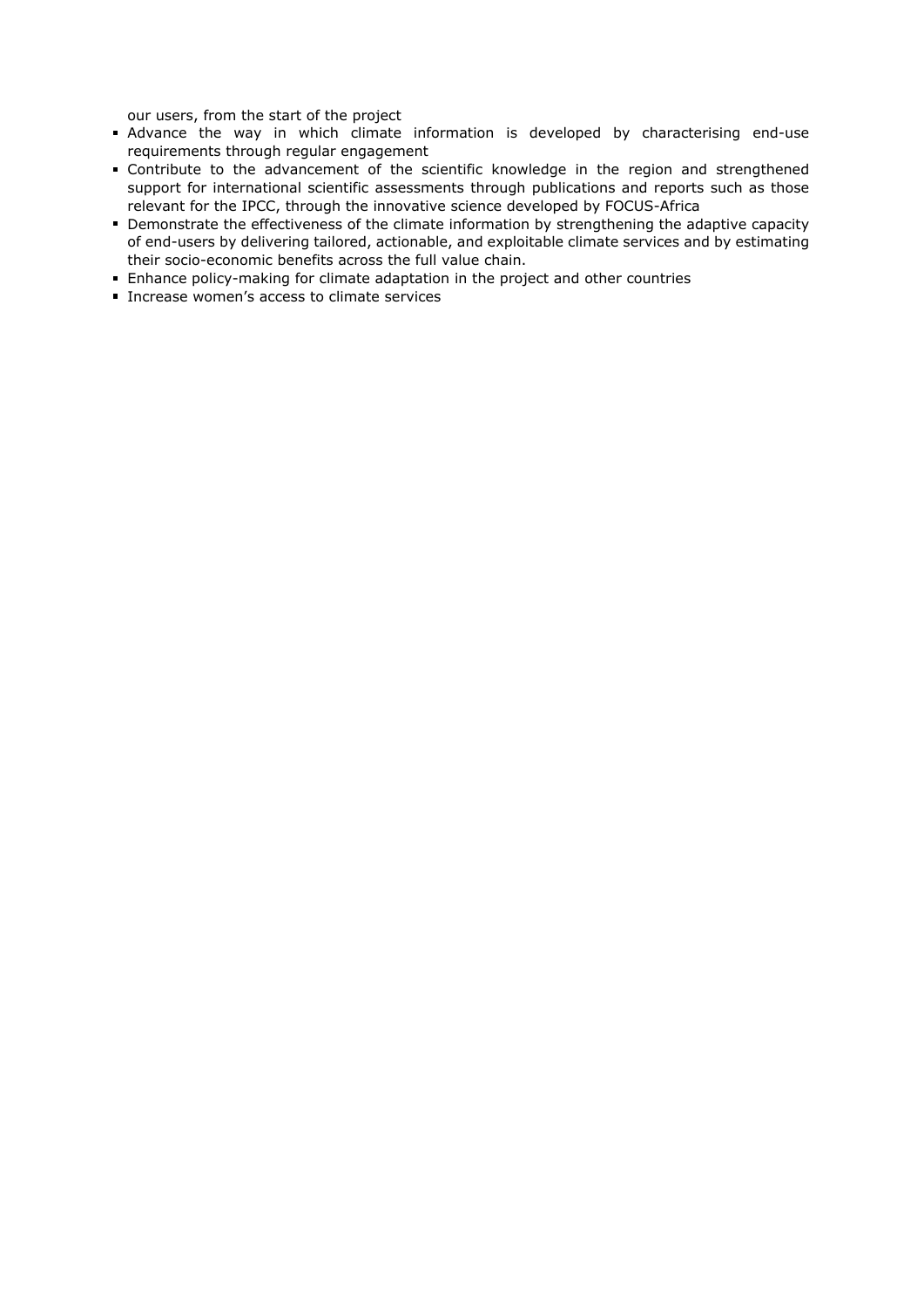our users, from the start of the project

- Advance the way in which climate information is developed by characterising end-use requirements through regular engagement
- Contribute to the advancement of the scientific knowledge in the region and strengthened support for international scientific assessments through publications and reports such as those relevant for the IPCC, through the innovative science developed by FOCUS-Africa
- Demonstrate the effectiveness of the climate information by strengthening the adaptive capacity of end-users by delivering tailored, actionable, and exploitable climate services and by estimating their socio-economic benefits across the full value chain.
- Enhance policy-making for climate adaptation in the project and other countries
- Increase women's access to climate services